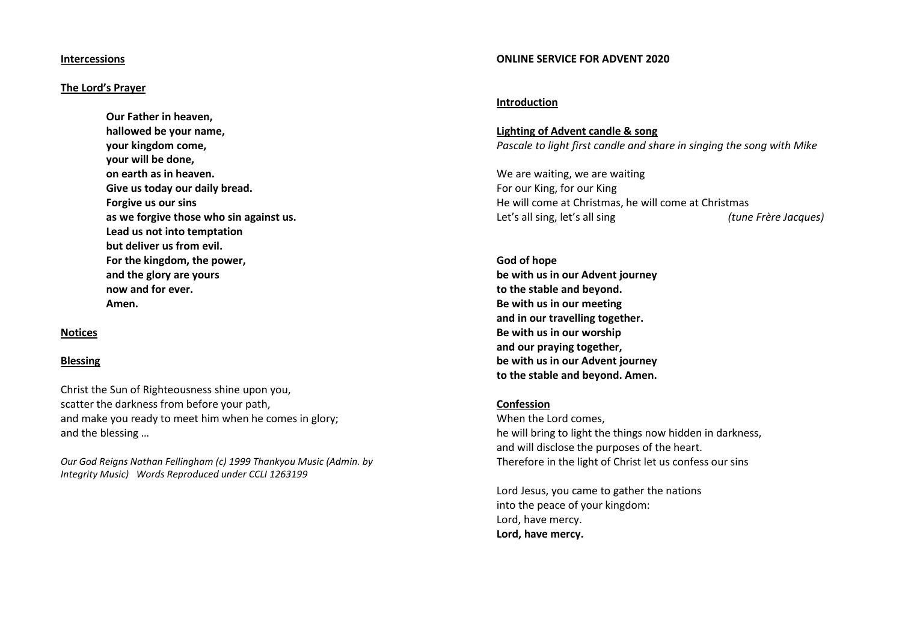**Intercessions**

**The Lord's Prayer**

**Our Father in heaven,**
**hallowed be your name,**
**your kingdom come,**
**your will be done,**
**on earth as in heaven.**
**Give us today our daily bread.**
**Forgive us our sins**
**as we forgive those who sin against us.**
**Lead us not into temptation**
**but deliver us from evil.**
**For the kingdom, the power,**
**and the glory are yours**
**now and for ever.**
**Amen.**

**Notices**

**Blessing**

Christ the Sun of Righteousness shine upon you,
scatter the darkness from before your path,
and make you ready to meet him when he comes in glory;
and the blessing …

*Our God Reigns Nathan Fellingham (c) 1999 Thankyou Music (Admin. by Integrity Music) Words Reproduced under CCLI 1263199*

**ONLINE SERVICE FOR ADVENT 2020**

**Introduction**

**Lighting of Advent candle & song**
*Pascale to light first candle and share in singing the song with Mike*

We are waiting, we are waiting
For our King, for our King
He will come at Christmas, he will come at Christmas
Let's all sing, let's all sing *(tune Frère Jacques)*

**God of hope**
**be with us in our Advent journey**
**to the stable and beyond.**
**Be with us in our meeting**
**and in our travelling together.**
**Be with us in our worship**
**and our praying together,**
**be with us in our Advent journey**
**to the stable and beyond. Amen.**

**Confession**
When the Lord comes,
he will bring to light the things now hidden in darkness,
and will disclose the purposes of the heart.
Therefore in the light of Christ let us confess our sins

Lord Jesus, you came to gather the nations
into the peace of your kingdom:
Lord, have mercy.
**Lord, have mercy.**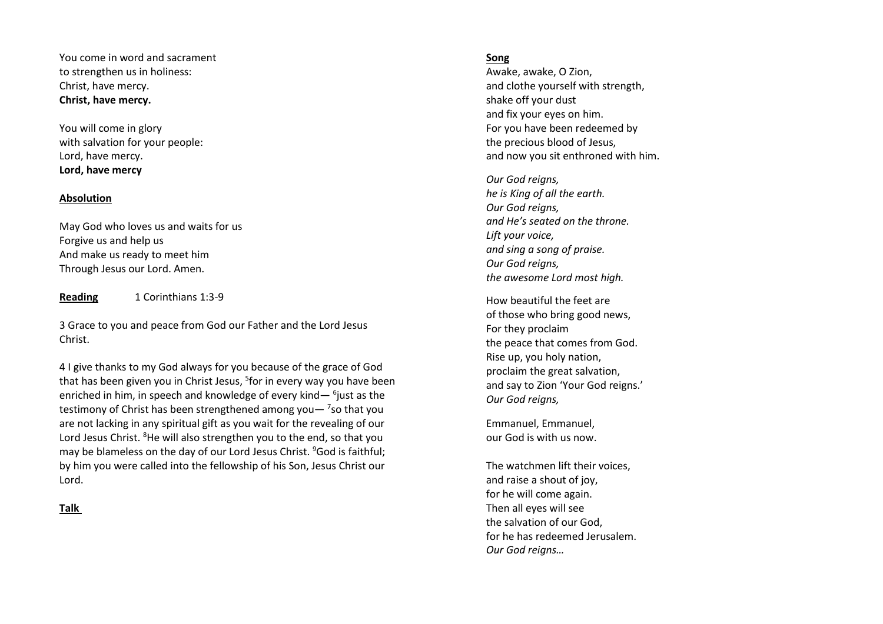You come in word and sacrament
to strengthen us in holiness:
Christ, have mercy.
**Christ, have mercy.**

You will come in glory
with salvation for your people:
Lord, have mercy.
**Lord, have mercy**

**Absolution**

May God who loves us and waits for us
Forgive us and help us
And make us ready to meet him
Through Jesus our Lord. Amen.

**Reading** 1 Corinthians 1:3-9

3 Grace to you and peace from God our Father and the Lord Jesus Christ.

4 I give thanks to my God always for you because of the grace of God that has been given you in Christ Jesus, [5]for in every way you have been enriched in him, in speech and knowledge of every kind— [6]just as the testimony of Christ has been strengthened among you— [7]so that you are not lacking in any spiritual gift as you wait for the revealing of our Lord Jesus Christ. [8]He will also strengthen you to the end, so that you may be blameless on the day of our Lord Jesus Christ. [9]God is faithful; by him you were called into the fellowship of his Son, Jesus Christ our Lord.

**Talk**

**Song**

Awake, awake, O Zion,
and clothe yourself with strength,
shake off your dust
and fix your eyes on him.
For you have been redeemed by
the precious blood of Jesus,
and now you sit enthroned with him.

*Our God reigns,*
*he is King of all the earth.*
*Our God reigns,*
*and He's seated on the throne.*
*Lift your voice,*
*and sing a song of praise.*
*Our God reigns,*
*the awesome Lord most high.*

How beautiful the feet are
of those who bring good news,
For they proclaim
the peace that comes from God.
Rise up, you holy nation,
proclaim the great salvation,
and say to Zion 'Your God reigns.'
*Our God reigns,*

Emmanuel, Emmanuel,
our God is with us now.

The watchmen lift their voices,
and raise a shout of joy,
for he will come again.
Then all eyes will see
the salvation of our God,
for he has redeemed Jerusalem.
*Our God reigns…*